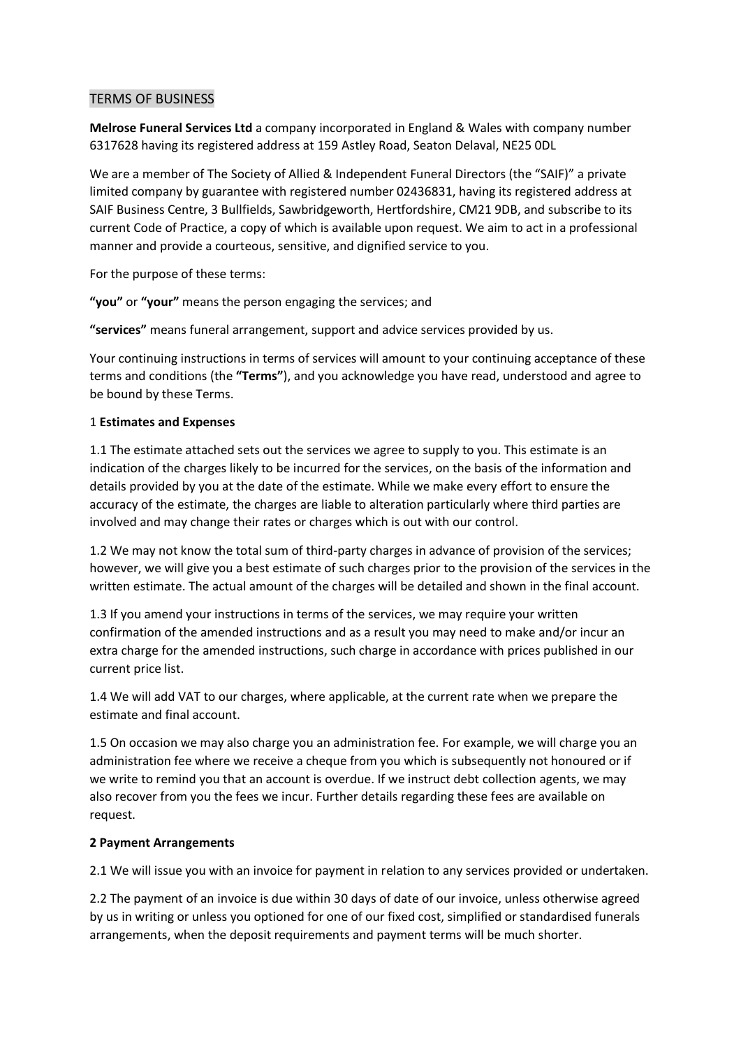# TERMS OF BUSINESS

**Melrose Funeral Services Ltd** a company incorporated in England & Wales with company number 6317628 having its registered address at 159 Astley Road, Seaton Delaval, NE25 0DL

We are a member of The Society of Allied & Independent Funeral Directors (the "SAIF)" a private limited company by guarantee with registered number 02436831, having its registered address at SAIF Business Centre, 3 Bullfields, Sawbridgeworth, Hertfordshire, CM21 9DB, and subscribe to its current Code of Practice, a copy of which is available upon request. We aim to act in a professional manner and provide a courteous, sensitive, and dignified service to you.

For the purpose of these terms:

**"you"** or **"your"** means the person engaging the services; and

**"services"** means funeral arrangement, support and advice services provided by us.

Your continuing instructions in terms of services will amount to your continuing acceptance of these terms and conditions (the **"Terms"**), and you acknowledge you have read, understood and agree to be bound by these Terms.

## 1 **Estimates and Expenses**

1.1 The estimate attached sets out the services we agree to supply to you. This estimate is an indication of the charges likely to be incurred for the services, on the basis of the information and details provided by you at the date of the estimate. While we make every effort to ensure the accuracy of the estimate, the charges are liable to alteration particularly where third parties are involved and may change their rates or charges which is out with our control.

1.2 We may not know the total sum of third-party charges in advance of provision of the services; however, we will give you a best estimate of such charges prior to the provision of the services in the written estimate. The actual amount of the charges will be detailed and shown in the final account.

1.3 If you amend your instructions in terms of the services, we may require your written confirmation of the amended instructions and as a result you may need to make and/or incur an extra charge for the amended instructions, such charge in accordance with prices published in our current price list.

1.4 We will add VAT to our charges, where applicable, at the current rate when we prepare the estimate and final account.

1.5 On occasion we may also charge you an administration fee. For example, we will charge you an administration fee where we receive a cheque from you which is subsequently not honoured or if we write to remind you that an account is overdue. If we instruct debt collection agents, we may also recover from you the fees we incur. Further details regarding these fees are available on request.

## **2 Payment Arrangements**

2.1 We will issue you with an invoice for payment in relation to any services provided or undertaken.

2.2 The payment of an invoice is due within 30 days of date of our invoice, unless otherwise agreed by us in writing or unless you optioned for one of our fixed cost, simplified or standardised funerals arrangements, when the deposit requirements and payment terms will be much shorter.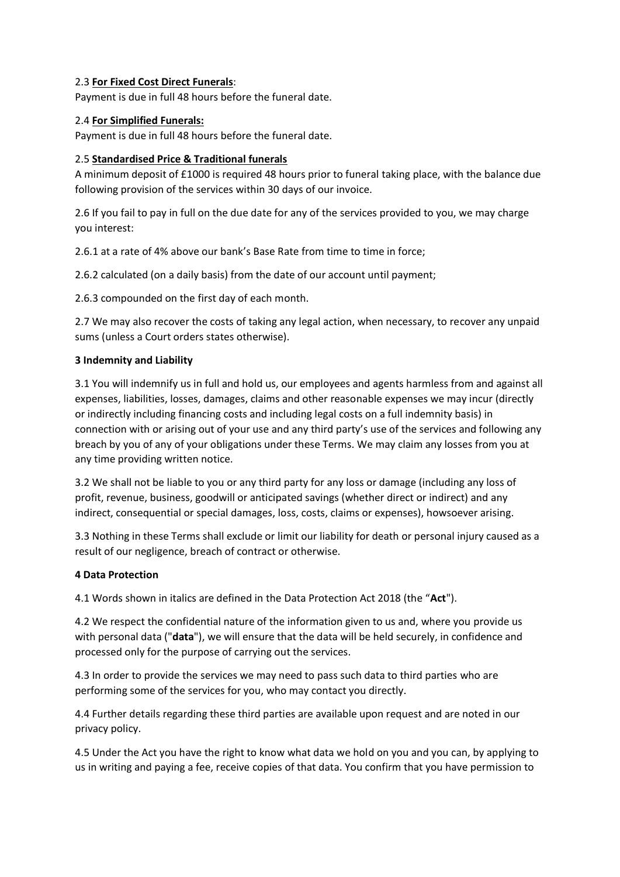2.3 **For Fixed Cost Direct Funerals**:
Payment is due in full 48 hours before the funeral date.

2.4 **For Simplified Funerals:**
Payment is due in full 48 hours before the funeral date.

2.5 **Standardised Price & Traditional funerals**
A minimum deposit of £1000 is required 48 hours prior to funeral taking place, with the balance due following provision of the services within 30 days of our invoice.

2.6 If you fail to pay in full on the due date for any of the services provided to you, we may charge you interest:

2.6.1 at a rate of 4% above our bank's Base Rate from time to time in force;

2.6.2 calculated (on a daily basis) from the date of our account until payment;

2.6.3 compounded on the first day of each month.

2.7 We may also recover the costs of taking any legal action, when necessary, to recover any unpaid sums (unless a Court orders states otherwise).

**3 Indemnity and Liability**

3.1 You will indemnify us in full and hold us, our employees and agents harmless from and against all expenses, liabilities, losses, damages, claims and other reasonable expenses we may incur (directly or indirectly including financing costs and including legal costs on a full indemnity basis) in connection with or arising out of your use and any third party's use of the services and following any breach by you of any of your obligations under these Terms. We may claim any losses from you at any time providing written notice.

3.2 We shall not be liable to you or any third party for any loss or damage (including any loss of profit, revenue, business, goodwill or anticipated savings (whether direct or indirect) and any indirect, consequential or special damages, loss, costs, claims or expenses), howsoever arising.

3.3 Nothing in these Terms shall exclude or limit our liability for death or personal injury caused as a result of our negligence, breach of contract or otherwise.

**4 Data Protection**

4.1 Words shown in italics are defined in the Data Protection Act 2018 (the "**Act**").

4.2 We respect the confidential nature of the information given to us and, where you provide us with personal data ("**data**"), we will ensure that the data will be held securely, in confidence and processed only for the purpose of carrying out the services.

4.3 In order to provide the services we may need to pass such data to third parties who are performing some of the services for you, who may contact you directly.

4.4 Further details regarding these third parties are available upon request and are noted in our privacy policy.

4.5 Under the Act you have the right to know what data we hold on you and you can, by applying to us in writing and paying a fee, receive copies of that data. You confirm that you have permission to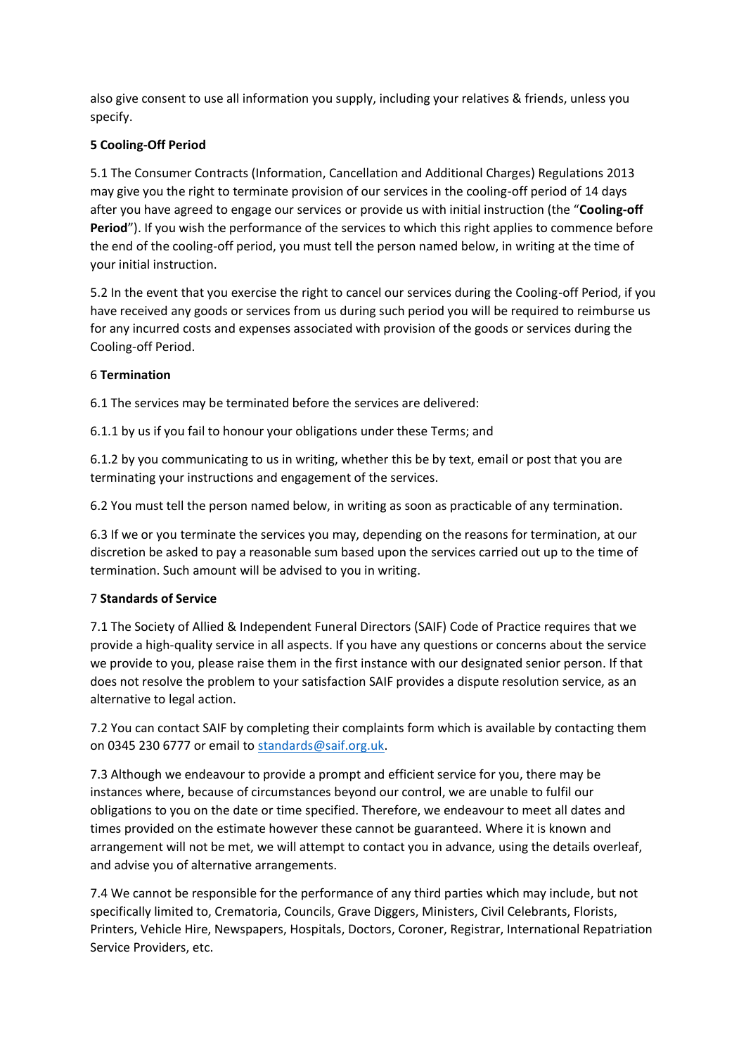also give consent to use all information you supply, including your relatives & friends, unless you specify.

**5 Cooling-Off Period**

5.1 The Consumer Contracts (Information, Cancellation and Additional Charges) Regulations 2013 may give you the right to terminate provision of our services in the cooling-off period of 14 days after you have agreed to engage our services or provide us with initial instruction (the "**Cooling-off Period**"). If you wish the performance of the services to which this right applies to commence before the end of the cooling-off period, you must tell the person named below, in writing at the time of your initial instruction.

5.2 In the event that you exercise the right to cancel our services during the Cooling-off Period, if you have received any goods or services from us during such period you will be required to reimburse us for any incurred costs and expenses associated with provision of the goods or services during the Cooling-off Period.

6 **Termination**

6.1 The services may be terminated before the services are delivered:

6.1.1 by us if you fail to honour your obligations under these Terms; and

6.1.2 by you communicating to us in writing, whether this be by text, email or post that you are terminating your instructions and engagement of the services.

6.2 You must tell the person named below, in writing as soon as practicable of any termination.

6.3 If we or you terminate the services you may, depending on the reasons for termination, at our discretion be asked to pay a reasonable sum based upon the services carried out up to the time of termination. Such amount will be advised to you in writing.

7 **Standards of Service**

7.1 The Society of Allied & Independent Funeral Directors (SAIF) Code of Practice requires that we provide a high-quality service in all aspects. If you have any questions or concerns about the service we provide to you, please raise them in the first instance with our designated senior person. If that does not resolve the problem to your satisfaction SAIF provides a dispute resolution service, as an alternative to legal action.

7.2 You can contact SAIF by completing their complaints form which is available by contacting them on 0345 230 6777 or email to standards@saif.org.uk.

7.3 Although we endeavour to provide a prompt and efficient service for you, there may be instances where, because of circumstances beyond our control, we are unable to fulfil our obligations to you on the date or time specified. Therefore, we endeavour to meet all dates and times provided on the estimate however these cannot be guaranteed. Where it is known and arrangement will not be met, we will attempt to contact you in advance, using the details overleaf, and advise you of alternative arrangements.

7.4 We cannot be responsible for the performance of any third parties which may include, but not specifically limited to, Crematoria, Councils, Grave Diggers, Ministers, Civil Celebrants, Florists, Printers, Vehicle Hire, Newspapers, Hospitals, Doctors, Coroner, Registrar, International Repatriation Service Providers, etc.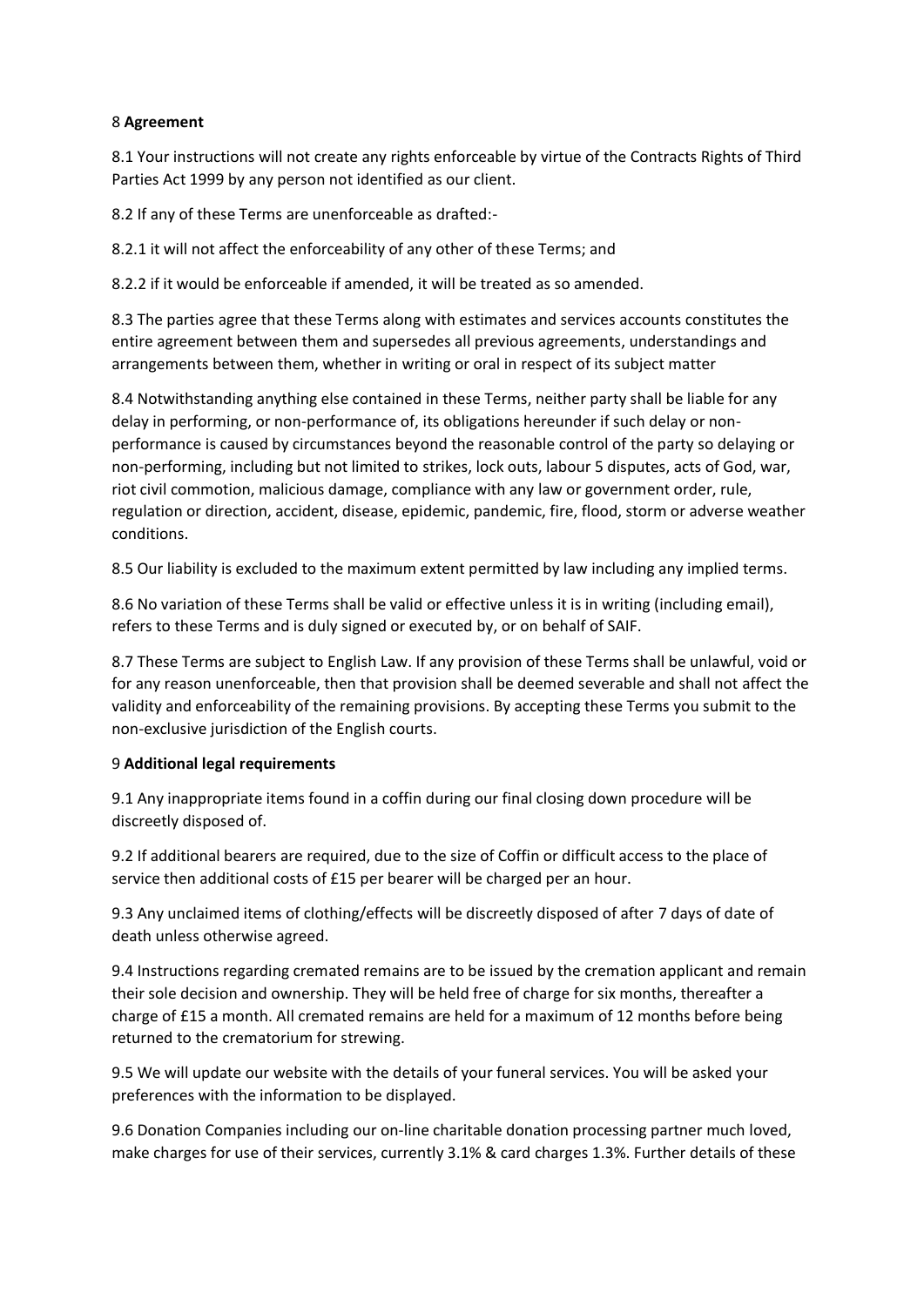## 8 **Agreement**

8.1 Your instructions will not create any rights enforceable by virtue of the Contracts Rights of Third Parties Act 1999 by any person not identified as our client.

8.2 If any of these Terms are unenforceable as drafted:-

8.2.1 it will not affect the enforceability of any other of these Terms; and

8.2.2 if it would be enforceable if amended, it will be treated as so amended.

8.3 The parties agree that these Terms along with estimates and services accounts constitutes the entire agreement between them and supersedes all previous agreements, understandings and arrangements between them, whether in writing or oral in respect of its subject matter

8.4 Notwithstanding anything else contained in these Terms, neither party shall be liable for any delay in performing, or non-performance of, its obligations hereunder if such delay or non-performance is caused by circumstances beyond the reasonable control of the party so delaying or non-performing, including but not limited to strikes, lock outs, labour 5 disputes, acts of God, war, riot civil commotion, malicious damage, compliance with any law or government order, rule, regulation or direction, accident, disease, epidemic, pandemic, fire, flood, storm or adverse weather conditions.

8.5 Our liability is excluded to the maximum extent permitted by law including any implied terms.

8.6 No variation of these Terms shall be valid or effective unless it is in writing (including email), refers to these Terms and is duly signed or executed by, or on behalf of SAIF.

8.7 These Terms are subject to English Law. If any provision of these Terms shall be unlawful, void or for any reason unenforceable, then that provision shall be deemed severable and shall not affect the validity and enforceability of the remaining provisions. By accepting these Terms you submit to the non-exclusive jurisdiction of the English courts.

## 9 **Additional legal requirements**

9.1 Any inappropriate items found in a coffin during our final closing down procedure will be discreetly disposed of.

9.2 If additional bearers are required, due to the size of Coffin or difficult access to the place of service then additional costs of £15 per bearer will be charged per an hour.

9.3 Any unclaimed items of clothing/effects will be discreetly disposed of after 7 days of date of death unless otherwise agreed.

9.4 Instructions regarding cremated remains are to be issued by the cremation applicant and remain their sole decision and ownership. They will be held free of charge for six months, thereafter a charge of £15 a month. All cremated remains are held for a maximum of 12 months before being returned to the crematorium for strewing.

9.5 We will update our website with the details of your funeral services. You will be asked your preferences with the information to be displayed.

9.6 Donation Companies including our on-line charitable donation processing partner much loved, make charges for use of their services, currently 3.1% & card charges 1.3%. Further details of these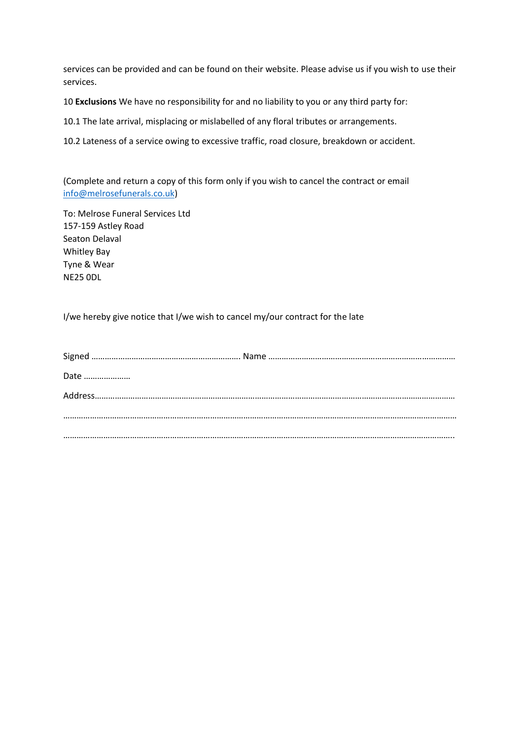services can be provided and can be found on their website. Please advise us if you wish to use their services.

10 **Exclusions** We have no responsibility for and no liability to you or any third party for:

10.1 The late arrival, misplacing or mislabelled of any floral tributes or arrangements.

10.2 Lateness of a service owing to excessive traffic, road closure, breakdown or accident.

(Complete and return a copy of this form only if you wish to cancel the contract or email [info@melrosefunerals.co.uk](mailto:info@melrosefunerals.co.uk))

To: Melrose Funeral Services Ltd
157-159 Astley Road
Seaton Delaval
Whitley Bay
Tyne & Wear
NE25 0DL

I/we hereby give notice that I/we wish to cancel my/our contract for the late

Signed ………………………………………………………….. Name …………………………………………………………………………

Date …………………

Address………………………………………………………………………………………………………………………………………………

……………………………………………………………………………………………………………………………………………………………

…………………………………………………………………………………………………………………………………………………………..